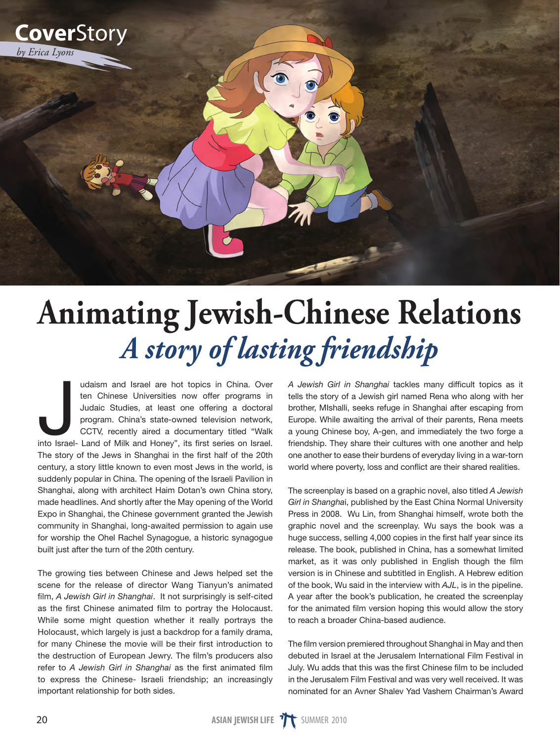CoverStory

*by Erica Lyons*

# Animating Jewish-Chinese Relations

## *A story of lasting friendship*

Judaism and Israel are hot topics in China. Over ten Chinese Universities now offer programs in Judaic Studies, at least one offering a doctoral program. China's state-owned television network, CCTV, recently aired a documentary titled "Walk into Israel- Land of Milk and Honey", its first series on Israel. The story of the Jews in Shanghai in the first half of the 20th century, a story little known to even most Jews in the world, is suddenly popular in China. The opening of the Israeli Pavilion in Shanghai, along with architect Haim Dotan's own China story, made headlines. And shortly after the May opening of the World Expo in Shanghai, the Chinese government granted the Jewish community in Shanghai, long-awaited permission to again use for worship the Ohel Rachel Synagogue, a historic synagogue built just after the turn of the 20th century.

The growing ties between Chinese and Jews helped set the scene for the release of director Wang Tianyun's animated film, *A Jewish Girl in Shanghai*. It not surprisingly is self-cited as the first Chinese animated film to portray the Holocaust. While some might question whether it really portrays the Holocaust, which largely is just a backdrop for a family drama, for many Chinese the movie will be their first introduction to the destruction of European Jewry. The film's producers also refer to *A Jewish Girl in Shanghai* as the first animated film to express the Chinese- Israeli friendship; an increasingly important relationship for both sides.

*A Jewish Girl in Shanghai* tackles many difficult topics as it tells the story of a Jewish girl named Rena who along with her brother, MIshalli, seeks refuge in Shanghai after escaping from Europe. While awaiting the arrival of their parents, Rena meets a young Chinese boy, A-gen, and immediately the two forge a friendship. They share their cultures with one another and help one another to ease their burdens of everyday living in a war-torn world where poverty, loss and conflict are their shared realities.

The screenplay is based on a graphic novel, also titled *A Jewish Girl in Shanghai*, published by the East China Normal University Press in 2008. Wu Lin, from Shanghai himself, wrote both the graphic novel and the screenplay. Wu says the book was a huge success, selling 4,000 copies in the first half year since its release. The book, published in China, has a somewhat limited market, as it was only published in English though the film version is in Chinese and subtitled in English. A Hebrew edition of the book, Wu said in the interview with *AJL*, is in the pipeline. A year after the book's publication, he created the screenplay for the animated film version hoping this would allow the story to reach a broader China-based audience.

The film version premiered throughout Shanghai in May and then debuted in Israel at the Jerusalem International Film Festival in July. Wu adds that this was the first Chinese film to be included in the Jerusalem Film Festival and was very well received. It was nominated for an Avner Shalev Yad Vashem Chairman's Award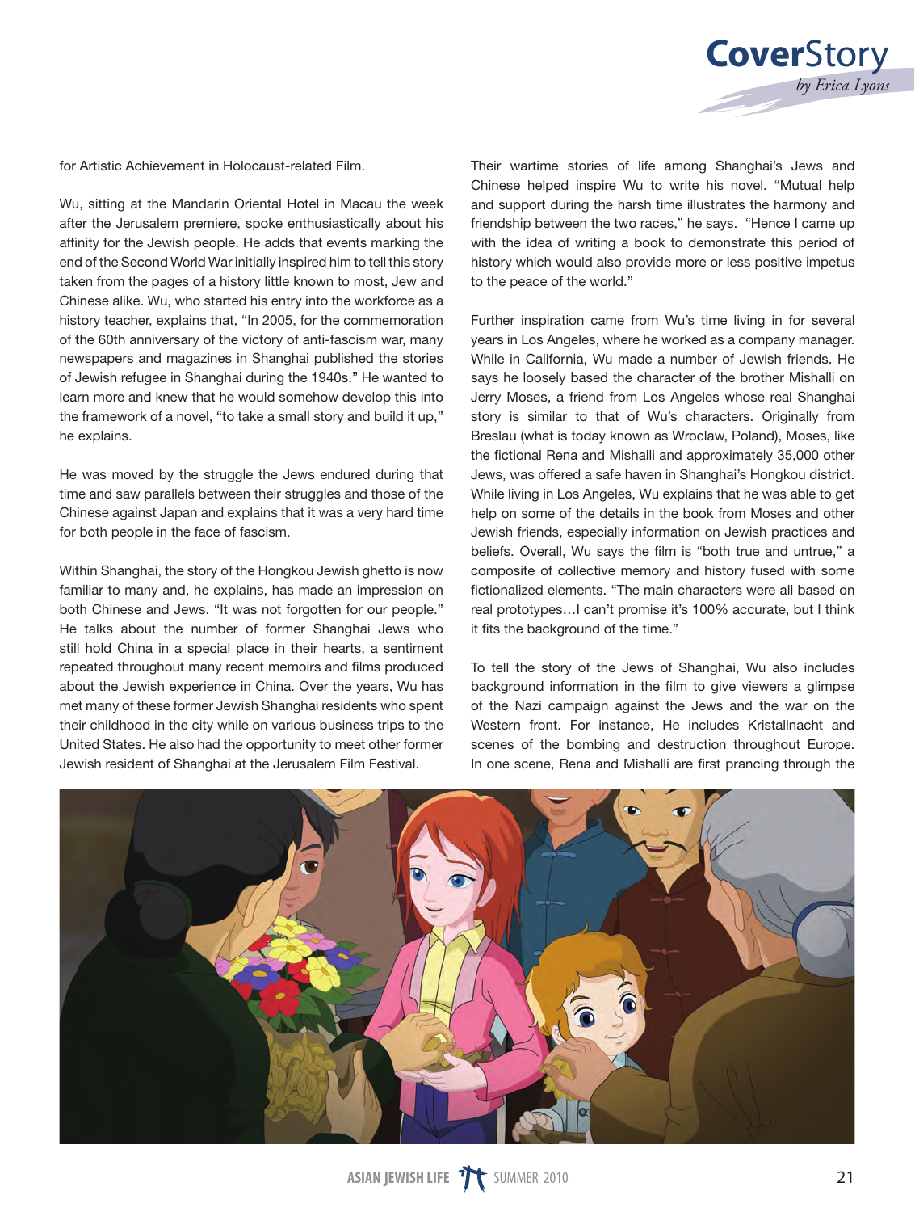for Artistic Achievement in Holocaust-related Film.

Wu, sitting at the Mandarin Oriental Hotel in Macau the week after the Jerusalem premiere, spoke enthusiastically about his affinity for the Jewish people. He adds that events marking the end of the Second World War initially inspired him to tell this story taken from the pages of a history little known to most, Jew and Chinese alike. Wu, who started his entry into the workforce as a history teacher, explains that, "In 2005, for the commemoration of the 60th anniversary of the victory of anti-fascism war, many newspapers and magazines in Shanghai published the stories of Jewish refugee in Shanghai during the 1940s." He wanted to learn more and knew that he would somehow develop this into the framework of a novel, "to take a small story and build it up," he explains.

He was moved by the struggle the Jews endured during that time and saw parallels between their struggles and those of the Chinese against Japan and explains that it was a very hard time for both people in the face of fascism.

Within Shanghai, the story of the Hongkou Jewish ghetto is now familiar to many and, he explains, has made an impression on both Chinese and Jews. "It was not forgotten for our people." He talks about the number of former Shanghai Jews who still hold China in a special place in their hearts, a sentiment repeated throughout many recent memoirs and films produced about the Jewish experience in China. Over the years, Wu has met many of these former Jewish Shanghai residents who spent their childhood in the city while on various business trips to the United States. He also had the opportunity to meet other former Jewish resident of Shanghai at the Jerusalem Film Festival.

Their wartime stories of life among Shanghai's Jews and Chinese helped inspire Wu to write his novel. "Mutual help and support during the harsh time illustrates the harmony and friendship between the two races," he says. "Hence I came up with the idea of writing a book to demonstrate this period of history which would also provide more or less positive impetus to the peace of the world."

Further inspiration came from Wu's time living in for several years in Los Angeles, where he worked as a company manager. While in California, Wu made a number of Jewish friends. He says he loosely based the character of the brother Mishalli on Jerry Moses, a friend from Los Angeles whose real Shanghai story is similar to that of Wu's characters. Originally from Breslau (what is today known as Wroclaw, Poland), Moses, like the fictional Rena and Mishalli and approximately 35,000 other Jews, was offered a safe haven in Shanghai's Hongkou district. While living in Los Angeles, Wu explains that he was able to get help on some of the details in the book from Moses and other Jewish friends, especially information on Jewish practices and beliefs. Overall, Wu says the film is "both true and untrue," a composite of collective memory and history fused with some fictionalized elements. "The main characters were all based on real prototypes…I can't promise it's 100% accurate, but I think it fits the background of the time."

To tell the story of the Jews of Shanghai, Wu also includes background information in the film to give viewers a glimpse of the Nazi campaign against the Jews and the war on the Western front. For instance, He includes Kristallnacht and scenes of the bombing and destruction throughout Europe. In one scene, Rena and Mishalli are first prancing through the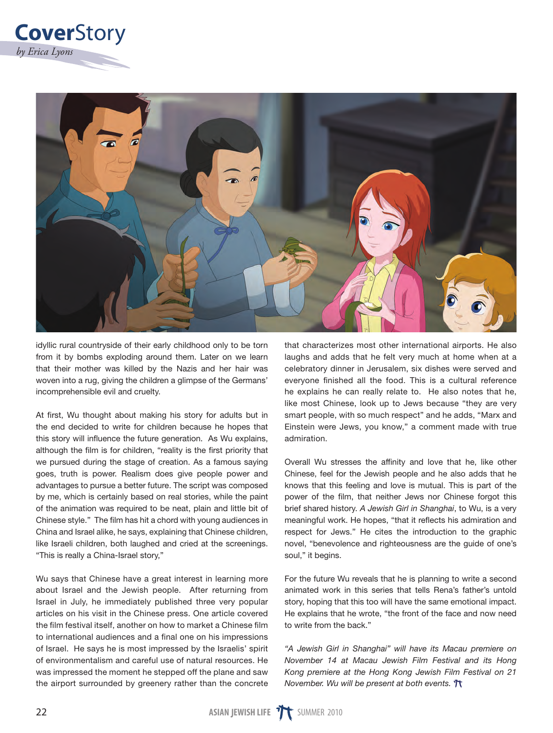idyllic rural countryside of their early childhood only to be torn from it by bombs exploding around them. Later on we learn that their mother was killed by the Nazis and her hair was woven into a rug, giving the children a glimpse of the Germans' incomprehensible evil and cruelty.

At first, Wu thought about making his story for adults but in the end decided to write for children because he hopes that this story will influence the future generation. As Wu explains, although the film is for children, "reality is the first priority that we pursued during the stage of creation. As a famous saying goes, truth is power. Realism does give people power and advantages to pursue a better future. The script was composed by me, which is certainly based on real stories, while the paint of the animation was required to be neat, plain and little bit of Chinese style." The film has hit a chord with young audiences in China and Israel alike, he says, explaining that Chinese children, like Israeli children, both laughed and cried at the screenings. "This is really a China-Israel story,"

Wu says that Chinese have a great interest in learning more about Israel and the Jewish people. After returning from Israel in July, he immediately published three very popular articles on his visit in the Chinese press. One article covered the film festival itself, another on how to market a Chinese film to international audiences and a final one on his impressions of Israel. He says he is most impressed by the Israelis' spirit of environmentalism and careful use of natural resources. He was impressed the moment he stepped off the plane and saw the airport surrounded by greenery rather than the concrete that characterizes most other international airports. He also laughs and adds that he felt very much at home when at a celebratory dinner in Jerusalem, six dishes were served and everyone finished all the food. This is a cultural reference he explains he can really relate to. He also notes that he, like most Chinese, look up to Jews because "they are very smart people, with so much respect" and he adds, "Marx and Einstein were Jews, you know," a comment made with true admiration.

Overall Wu stresses the affinity and love that he, like other Chinese, feel for the Jewish people and he also adds that he knows that this feeling and love is mutual. This is part of the power of the film, that neither Jews nor Chinese forgot this brief shared history. *A Jewish Girl in Shanghai*, to Wu, is a very meaningful work. He hopes, "that it reflects his admiration and respect for Jews." He cites the introduction to the graphic novel, "benevolence and righteousness are the guide of one's soul," it begins.

For the future Wu reveals that he is planning to write a second animated work in this series that tells Rena's father's untold story, hoping that this too will have the same emotional impact. He explains that he wrote, "the front of the face and now need to write from the back."

*"A Jewish Girl in Shanghai" will have its Macau premiere on November 14 at Macau Jewish Film Festival and its Hong Kong premiere at the Hong Kong Jewish Film Festival on 21 November. Wu will be present at both events.*